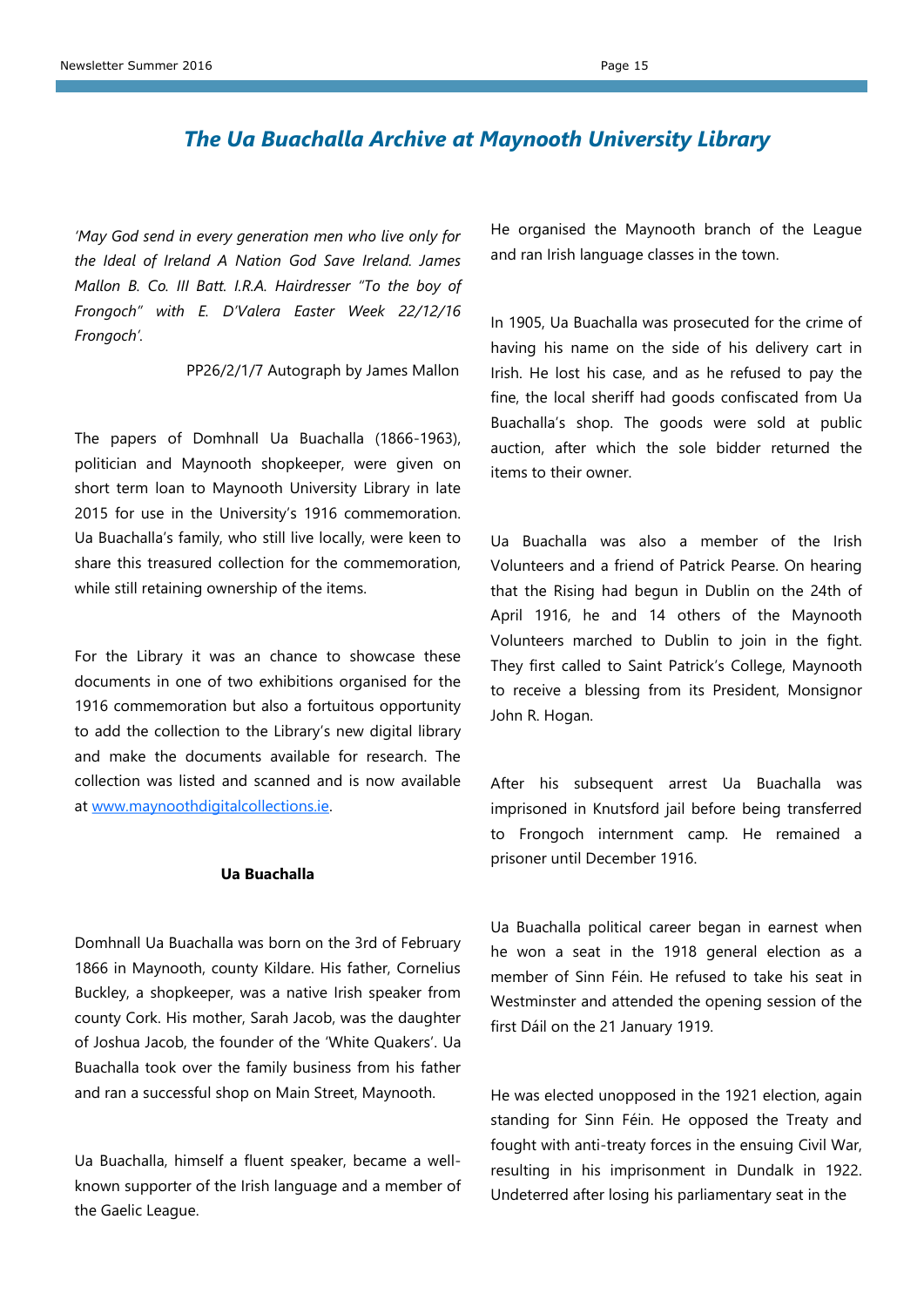## *The Ua Buachalla Archive at Maynooth University Library*

*'May God send in every generation men who live only for the Ideal of Ireland A Nation God Save Ireland. James Mallon B. Co. III Batt. I.R.A. Hairdresser "To the boy of Frongoch" with E. D'Valera Easter Week 22/12/16 Frongoch'.*

PP26/2/1/7 Autograph by James Mallon

The papers of Domhnall Ua Buachalla (1866-1963), politician and Maynooth shopkeeper, were given on short term loan to Maynooth University Library in late 2015 for use in the University's 1916 commemoration. Ua Buachalla's family, who still live locally, were keen to share this treasured collection for the commemoration, while still retaining ownership of the items.

For the Library it was an chance to showcase these documents in one of two exhibitions organised for the 1916 commemoration but also a fortuitous opportunity to add the collection to the Library's new digital library and make the documents available for research. The collection was listed and scanned and is now available at [www.maynoothdigitalcollections.ie](http://www.maynoothdigitalcollections.ie).

**Ua Buachalla**

Domhnall Ua Buachalla was born on the 3rd of February 1866 in Maynooth, county Kildare. His father, Cornelius Buckley, a shopkeeper, was a native Irish speaker from county Cork. His mother, Sarah Jacob, was the daughter of Joshua Jacob, the founder of the 'White Quakers'. Ua Buachalla took over the family business from his father and ran a successful shop on Main Street, Maynooth.

Ua Buachalla, himself a fluent speaker, became a well-known supporter of the Irish language and a member of the Gaelic League. He organised the Maynooth branch of the League and ran Irish language classes in the town.

In 1905, Ua Buachalla was prosecuted for the crime of having his name on the side of his delivery cart in Irish. He lost his case, and as he refused to pay the fine, the local sheriff had goods confiscated from Ua Buachalla's shop. The goods were sold at public auction, after which the sole bidder returned the items to their owner.

Ua Buachalla was also a member of the Irish Volunteers and a friend of Patrick Pearse. On hearing that the Rising had begun in Dublin on the 24th of April 1916, he and 14 others of the Maynooth Volunteers marched to Dublin to join in the fight. They first called to Saint Patrick's College, Maynooth to receive a blessing from its President, Monsignor John R. Hogan.

After his subsequent arrest Ua Buachalla was imprisoned in Knutsford jail before being transferred to Frongoch internment camp. He remained a prisoner until December 1916.

Ua Buachalla political career began in earnest when he won a seat in the 1918 general election as a member of Sinn Féin. He refused to take his seat in Westminster and attended the opening session of the first Dáil on the 21 January 1919.

He was elected unopposed in the 1921 election, again standing for Sinn Féin. He opposed the Treaty and fought with anti-treaty forces in the ensuing Civil War, resulting in his imprisonment in Dundalk in 1922. Undeterred after losing his parliamentary seat in the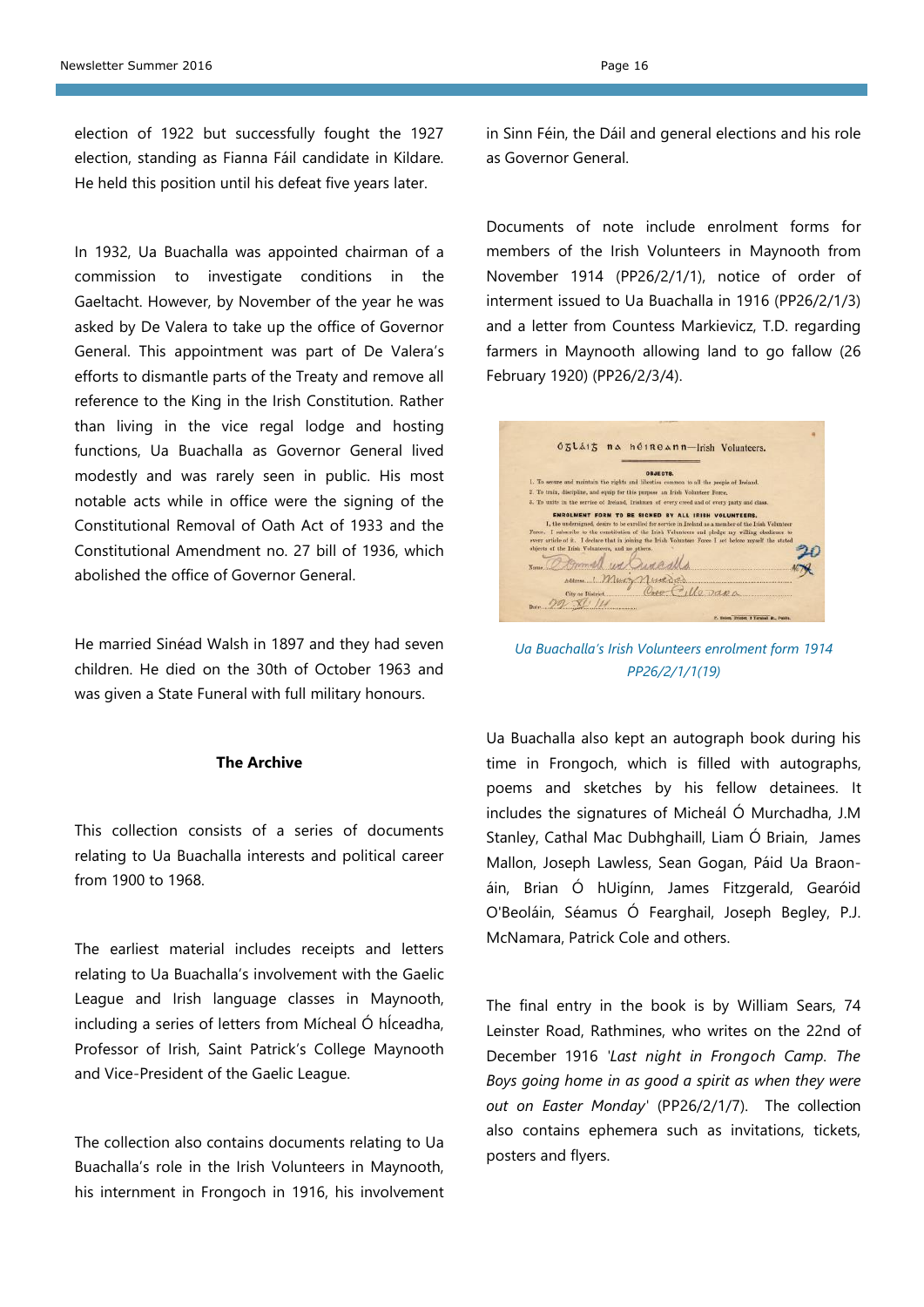election of 1922 but successfully fought the 1927 election, standing as Fianna Fáil candidate in Kildare. He held this position until his defeat five years later.

In 1932, Ua Buachalla was appointed chairman of a commission to investigate conditions in the Gaeltacht. However, by November of the year he was asked by De Valera to take up the office of Governor General. This appointment was part of De Valera's efforts to dismantle parts of the Treaty and remove all reference to the King in the Irish Constitution. Rather than living in the vice regal lodge and hosting functions, Ua Buachalla as Governor General lived modestly and was rarely seen in public. His most notable acts while in office were the signing of the Constitutional Removal of Oath Act of 1933 and the Constitutional Amendment no. 27 bill of 1936, which abolished the office of Governor General.

He married Sinéad Walsh in 1897 and they had seven children. He died on the 30th of October 1963 and was given a State Funeral with full military honours.

**The Archive**

This collection consists of a series of documents relating to Ua Buachalla interests and political career from 1900 to 1968.

The earliest material includes receipts and letters relating to Ua Buachalla's involvement with the Gaelic League and Irish language classes in Maynooth, including a series of letters from Mícheal Ó hÍceadha, Professor of Irish, Saint Patrick's College Maynooth and Vice-President of the Gaelic League.

The collection also contains documents relating to Ua Buachalla's role in the Irish Volunteers in Maynooth, his internment in Frongoch in 1916, his involvement in Sinn Féin, the Dáil and general elections and his role as Governor General.

Documents of note include enrolment forms for members of the Irish Volunteers in Maynooth from November 1914 (PP26/2/1/1), notice of order of interment issued to Ua Buachalla in 1916 (PP26/2/1/3) and a letter from Countess Markievicz, T.D. regarding farmers in Maynooth allowing land to go fallow (26 February 1920) (PP26/2/3/4).

*Ua Buachalla's Irish Volunteers enrolment form 1914 PP26/2/1/1(19)*

Ua Buachalla also kept an autograph book during his time in Frongoch, which is filled with autographs, poems and sketches by his fellow detainees. It includes the signatures of Micheál Ó Murchadha, J.M Stanley, Cathal Mac Dubhghaill, Liam Ó Briain, James Mallon, Joseph Lawless, Sean Gogan, Páid Ua Braon-áin, Brian Ó hUigínn, James Fitzgerald, Gearóid O'Beoláin, Séamus Ó Fearghail, Joseph Begley, P.J. McNamara, Patrick Cole and others.

The final entry in the book is by William Sears, 74 Leinster Road, Rathmines, who writes on the 22nd of December 1916 '*Last night in Frongoch Camp. The Boys going home in as good a spirit as when they were out on Easter Monday*' (PP26/2/1/7). The collection also contains ephemera such as invitations, tickets, posters and flyers.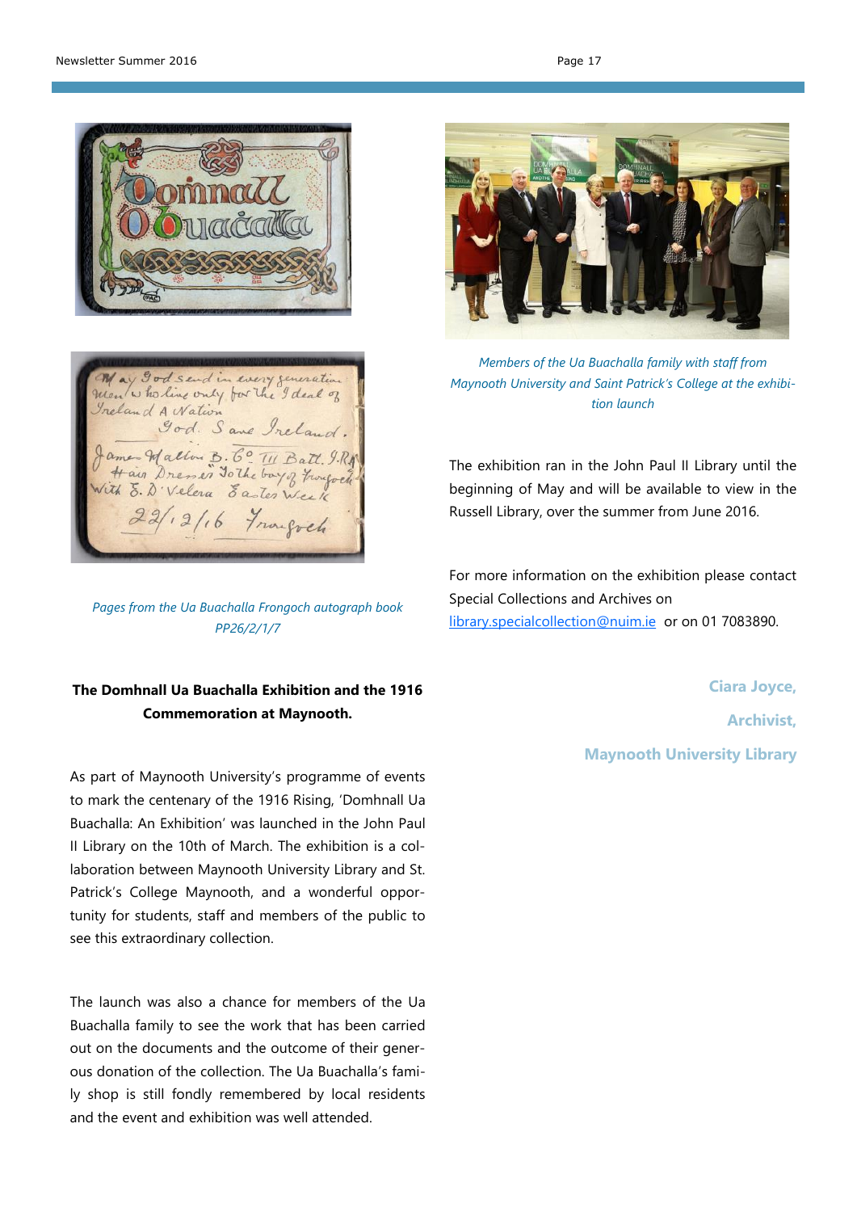Pages from the Ua Buachalla Frongoch autograph book PP26/2/1/7

**The Domhnall Ua Buachalla Exhibition and the 1916 Commemoration at Maynooth.**

As part of Maynooth University's programme of events to mark the centenary of the 1916 Rising, 'Domhnall Ua Buachalla: An Exhibition' was launched in the John Paul II Library on the 10th of March. The exhibition is a collaboration between Maynooth University Library and St. Patrick's College Maynooth, and a wonderful opportunity for students, staff and members of the public to see this extraordinary collection.

The launch was also a chance for members of the Ua Buachalla family to see the work that has been carried out on the documents and the outcome of their generous donation of the collection. The Ua Buachalla's family shop is still fondly remembered by local residents and the event and exhibition was well attended.

*Members of the Ua Buachalla family with staff from Maynooth University and Saint Patrick's College at the exhibition launch*

The exhibition ran in the John Paul II Library until the beginning of May and will be available to view in the Russell Library, over the summer from June 2016.

For more information on the exhibition please contact Special Collections and Archives on library.specialcollection@nuim.ie or on 01 7083890.

**Ciara Joyce,**

**Archivist,**

**Maynooth University Library**